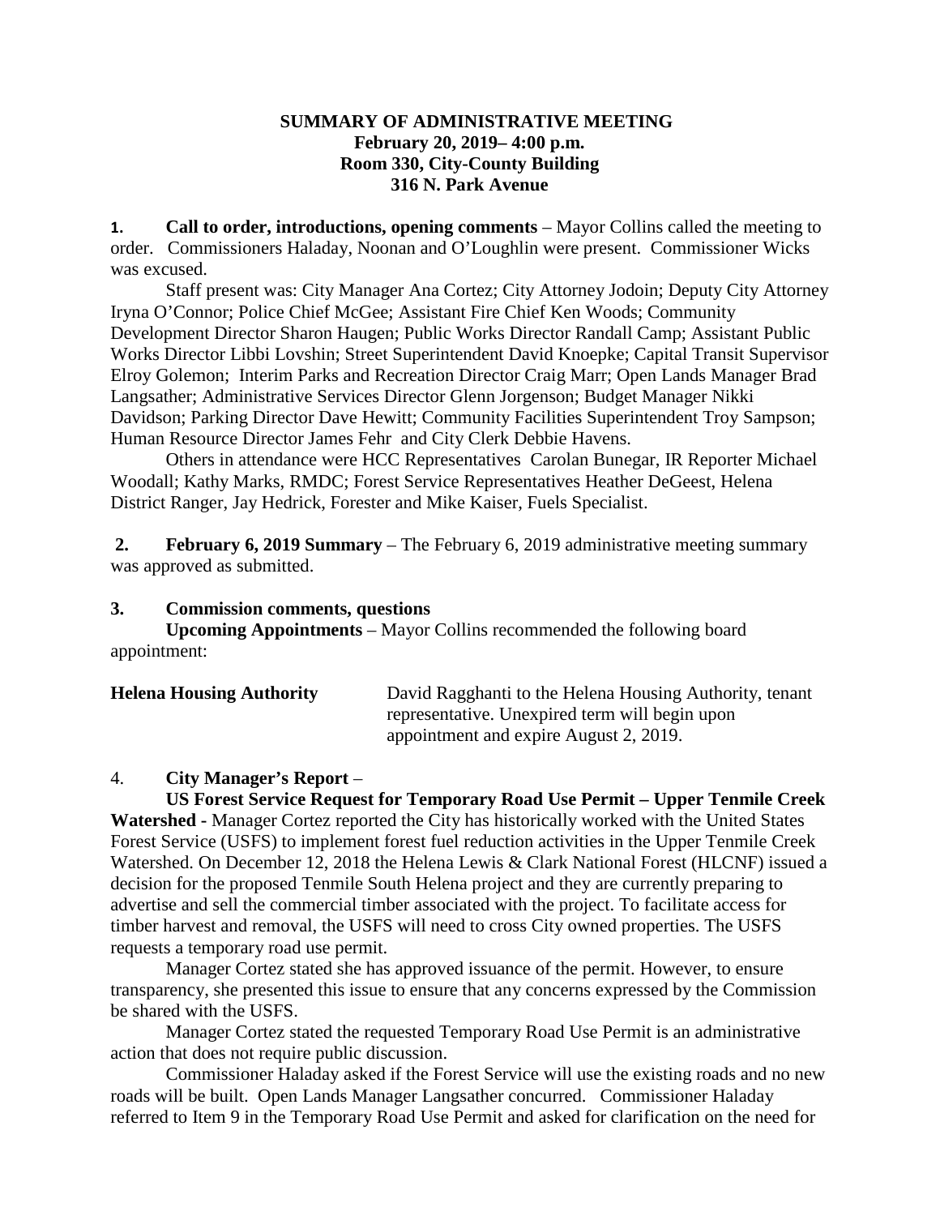**SUMMARY OF ADMINISTRATIVE MEETING**
**February 20, 2019– 4:00 p.m.**
**Room 330, City-County Building**
**316 N. Park Avenue**

**1. Call to order, introductions, opening comments** – Mayor Collins called the meeting to order. Commissioners Haladay, Noonan and O'Loughlin were present. Commissioner Wicks was excused.

Staff present was: City Manager Ana Cortez; City Attorney Jodoin; Deputy City Attorney Iryna O'Connor; Police Chief McGee; Assistant Fire Chief Ken Woods; Community Development Director Sharon Haugen; Public Works Director Randall Camp; Assistant Public Works Director Libbi Lovshin; Street Superintendent David Knoepke; Capital Transit Supervisor Elroy Golemon; Interim Parks and Recreation Director Craig Marr; Open Lands Manager Brad Langsather; Administrative Services Director Glenn Jorgenson; Budget Manager Nikki Davidson; Parking Director Dave Hewitt; Community Facilities Superintendent Troy Sampson; Human Resource Director James Fehr and City Clerk Debbie Havens.

Others in attendance were HCC Representatives Carolan Bunegar, IR Reporter Michael Woodall; Kathy Marks, RMDC; Forest Service Representatives Heather DeGeest, Helena District Ranger, Jay Hedrick, Forester and Mike Kaiser, Fuels Specialist.

**2. February 6, 2019 Summary** – The February 6, 2019 administrative meeting summary was approved as submitted.

**3. Commission comments, questions**

**Upcoming Appointments** – Mayor Collins recommended the following board appointment:

| | |
|---|---|
| **Helena Housing Authority** | David Ragghanti to the Helena Housing Authority, tenant representative. Unexpired term will begin upon appointment and expire August 2, 2019. |

4. **City Manager's Report** –

**US Forest Service Request for Temporary Road Use Permit – Upper Tenmile Creek Watershed -** Manager Cortez reported the City has historically worked with the United States Forest Service (USFS) to implement forest fuel reduction activities in the Upper Tenmile Creek Watershed. On December 12, 2018 the Helena Lewis & Clark National Forest (HLCNF) issued a decision for the proposed Tenmile South Helena project and they are currently preparing to advertise and sell the commercial timber associated with the project. To facilitate access for timber harvest and removal, the USFS will need to cross City owned properties. The USFS requests a temporary road use permit.

Manager Cortez stated she has approved issuance of the permit. However, to ensure transparency, she presented this issue to ensure that any concerns expressed by the Commission be shared with the USFS.

Manager Cortez stated the requested Temporary Road Use Permit is an administrative action that does not require public discussion.

Commissioner Haladay asked if the Forest Service will use the existing roads and no new roads will be built. Open Lands Manager Langsather concurred. Commissioner Haladay referred to Item 9 in the Temporary Road Use Permit and asked for clarification on the need for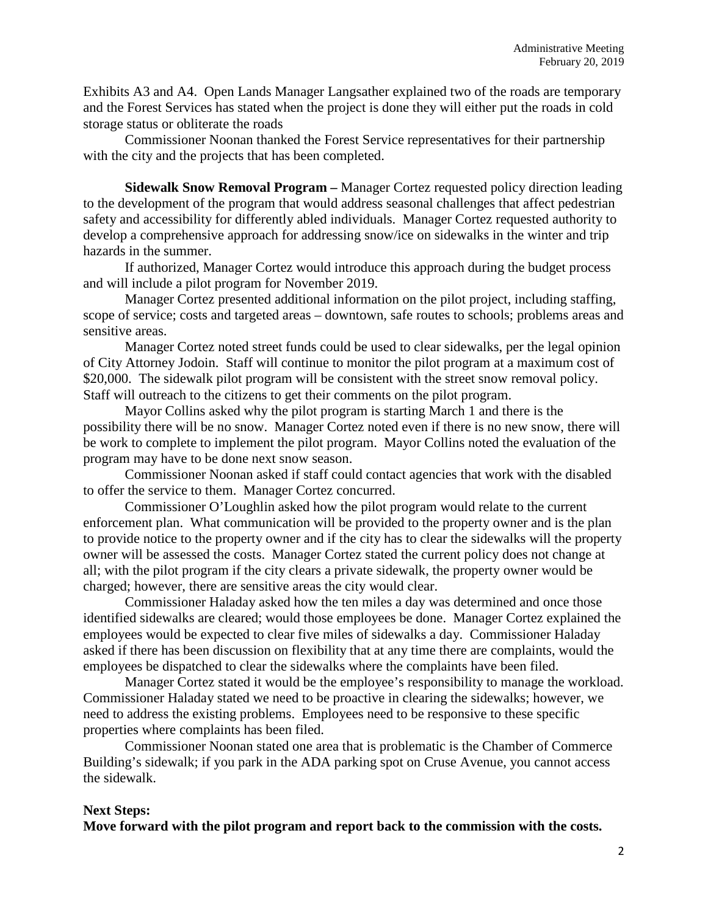Exhibits A3 and A4. Open Lands Manager Langsather explained two of the roads are temporary and the Forest Services has stated when the project is done they will either put the roads in cold storage status or obliterate the roads

Commissioner Noonan thanked the Forest Service representatives for their partnership with the city and the projects that has been completed.

**Sidewalk Snow Removal Program –** Manager Cortez requested policy direction leading to the development of the program that would address seasonal challenges that affect pedestrian safety and accessibility for differently abled individuals. Manager Cortez requested authority to develop a comprehensive approach for addressing snow/ice on sidewalks in the winter and trip hazards in the summer.

If authorized, Manager Cortez would introduce this approach during the budget process and will include a pilot program for November 2019.

Manager Cortez presented additional information on the pilot project, including staffing, scope of service; costs and targeted areas – downtown, safe routes to schools; problems areas and sensitive areas.

Manager Cortez noted street funds could be used to clear sidewalks, per the legal opinion of City Attorney Jodoin. Staff will continue to monitor the pilot program at a maximum cost of $20,000. The sidewalk pilot program will be consistent with the street snow removal policy. Staff will outreach to the citizens to get their comments on the pilot program.

Mayor Collins asked why the pilot program is starting March 1 and there is the possibility there will be no snow. Manager Cortez noted even if there is no new snow, there will be work to complete to implement the pilot program. Mayor Collins noted the evaluation of the program may have to be done next snow season.

Commissioner Noonan asked if staff could contact agencies that work with the disabled to offer the service to them. Manager Cortez concurred.

Commissioner O'Loughlin asked how the pilot program would relate to the current enforcement plan. What communication will be provided to the property owner and is the plan to provide notice to the property owner and if the city has to clear the sidewalks will the property owner will be assessed the costs. Manager Cortez stated the current policy does not change at all; with the pilot program if the city clears a private sidewalk, the property owner would be charged; however, there are sensitive areas the city would clear.

Commissioner Haladay asked how the ten miles a day was determined and once those identified sidewalks are cleared; would those employees be done. Manager Cortez explained the employees would be expected to clear five miles of sidewalks a day. Commissioner Haladay asked if there has been discussion on flexibility that at any time there are complaints, would the employees be dispatched to clear the sidewalks where the complaints have been filed.

Manager Cortez stated it would be the employee's responsibility to manage the workload. Commissioner Haladay stated we need to be proactive in clearing the sidewalks; however, we need to address the existing problems. Employees need to be responsive to these specific properties where complaints has been filed.

Commissioner Noonan stated one area that is problematic is the Chamber of Commerce Building's sidewalk; if you park in the ADA parking spot on Cruse Avenue, you cannot access the sidewalk.

**Next Steps:**
**Move forward with the pilot program and report back to the commission with the costs.**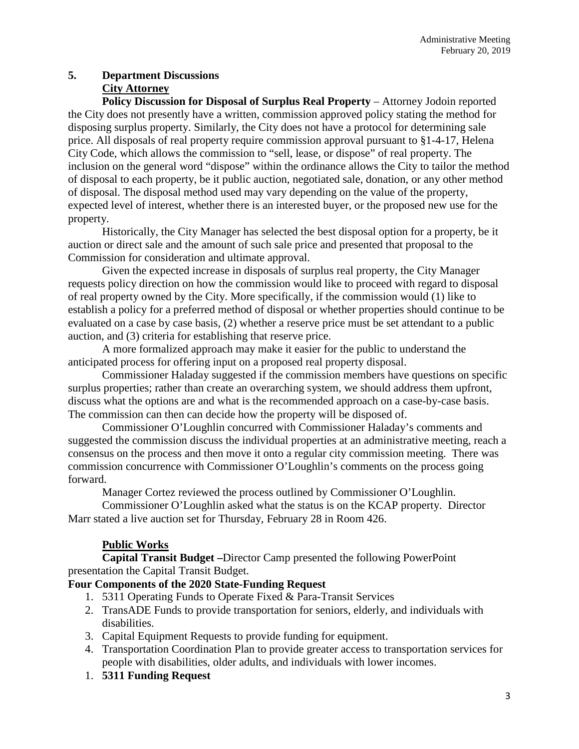## 5. Department Discussions

### City Attorney

**Policy Discussion for Disposal of Surplus Real Property** – Attorney Jodoin reported the City does not presently have a written, commission approved policy stating the method for disposing surplus property. Similarly, the City does not have a protocol for determining sale price. All disposals of real property require commission approval pursuant to §1-4-17, Helena City Code, which allows the commission to "sell, lease, or dispose" of real property. The inclusion on the general word "dispose" within the ordinance allows the City to tailor the method of disposal to each property, be it public auction, negotiated sale, donation, or any other method of disposal. The disposal method used may vary depending on the value of the property, expected level of interest, whether there is an interested buyer, or the proposed new use for the property.

Historically, the City Manager has selected the best disposal option for a property, be it auction or direct sale and the amount of such sale price and presented that proposal to the Commission for consideration and ultimate approval.

Given the expected increase in disposals of surplus real property, the City Manager requests policy direction on how the commission would like to proceed with regard to disposal of real property owned by the City. More specifically, if the commission would (1) like to establish a policy for a preferred method of disposal or whether properties should continue to be evaluated on a case by case basis, (2) whether a reserve price must be set attendant to a public auction, and (3) criteria for establishing that reserve price.

A more formalized approach may make it easier for the public to understand the anticipated process for offering input on a proposed real property disposal.

Commissioner Haladay suggested if the commission members have questions on specific surplus properties; rather than create an overarching system, we should address them upfront, discuss what the options are and what is the recommended approach on a case-by-case basis. The commission can then can decide how the property will be disposed of.

Commissioner O'Loughlin concurred with Commissioner Haladay's comments and suggested the commission discuss the individual properties at an administrative meeting, reach a consensus on the process and then move it onto a regular city commission meeting. There was commission concurrence with Commissioner O'Loughlin's comments on the process going forward.

Manager Cortez reviewed the process outlined by Commissioner O'Loughlin.

Commissioner O'Loughlin asked what the status is on the KCAP property. Director Marr stated a live auction set for Thursday, February 28 in Room 426.

### Public Works

**Capital Transit Budget –**Director Camp presented the following PowerPoint presentation the Capital Transit Budget.

**Four Components of the 2020 State-Funding Request**

1. 5311 Operating Funds to Operate Fixed & Para-Transit Services
2. TransADE Funds to provide transportation for seniors, elderly, and individuals with disabilities.
3. Capital Equipment Requests to provide funding for equipment.
4. Transportation Coordination Plan to provide greater access to transportation services for people with disabilities, older adults, and individuals with lower incomes.

1. **5311 Funding Request**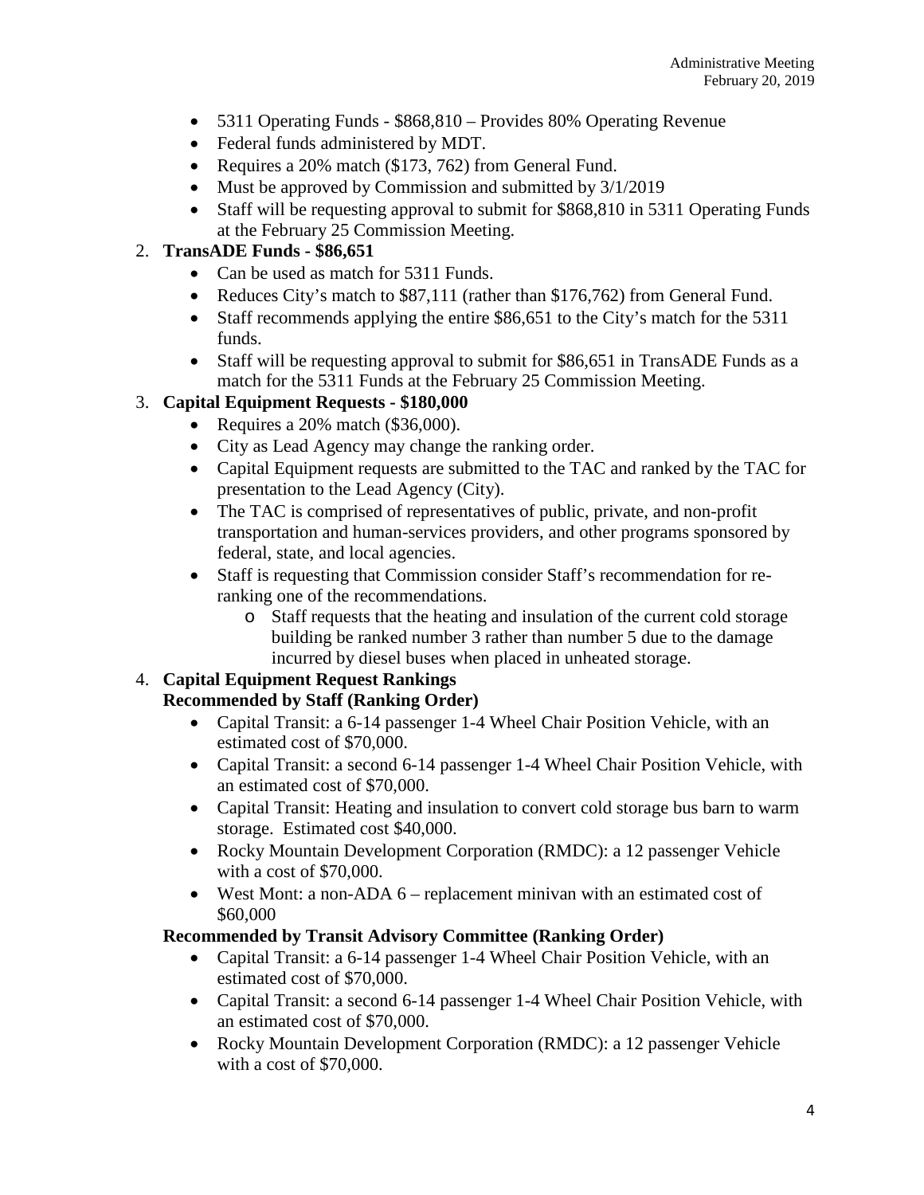- 5311 Operating Funds - $868,810 – Provides 80% Operating Revenue
- Federal funds administered by MDT.
- Requires a 20% match ($173, 762) from General Fund.
- Must be approved by Commission and submitted by 3/1/2019
- Staff will be requesting approval to submit for $868,810 in 5311 Operating Funds at the February 25 Commission Meeting.

2. **TransADE Funds - $86,651**
    - Can be used as match for 5311 Funds.
    - Reduces City's match to $87,111 (rather than $176,762) from General Fund.
    - Staff recommends applying the entire $86,651 to the City's match for the 5311 funds.
    - Staff will be requesting approval to submit for $86,651 in TransADE Funds as a match for the 5311 Funds at the February 25 Commission Meeting.
3. **Capital Equipment Requests - $180,000**
    - Requires a 20% match ($36,000).
    - City as Lead Agency may change the ranking order.
    - Capital Equipment requests are submitted to the TAC and ranked by the TAC for presentation to the Lead Agency (City).
    - The TAC is comprised of representatives of public, private, and non-profit transportation and human-services providers, and other programs sponsored by federal, state, and local agencies.
    - Staff is requesting that Commission consider Staff's recommendation for re-ranking one of the recommendations.
        - Staff requests that the heating and insulation of the current cold storage building be ranked number 3 rather than number 5 due to the damage incurred by diesel buses when placed in unheated storage.
4. **Capital Equipment Request Rankings**
   **Recommended by Staff (Ranking Order)**
    - Capital Transit: a 6-14 passenger 1-4 Wheel Chair Position Vehicle, with an estimated cost of $70,000.
    - Capital Transit: a second 6-14 passenger 1-4 Wheel Chair Position Vehicle, with an estimated cost of $70,000.
    - Capital Transit: Heating and insulation to convert cold storage bus barn to warm storage. Estimated cost $40,000.
    - Rocky Mountain Development Corporation (RMDC): a 12 passenger Vehicle with a cost of $70,000.
    - West Mont: a non-ADA 6 – replacement minivan with an estimated cost of $60,000

   **Recommended by Transit Advisory Committee (Ranking Order)**
    - Capital Transit: a 6-14 passenger 1-4 Wheel Chair Position Vehicle, with an estimated cost of $70,000.
    - Capital Transit: a second 6-14 passenger 1-4 Wheel Chair Position Vehicle, with an estimated cost of $70,000.
    - Rocky Mountain Development Corporation (RMDC): a 12 passenger Vehicle with a cost of $70,000.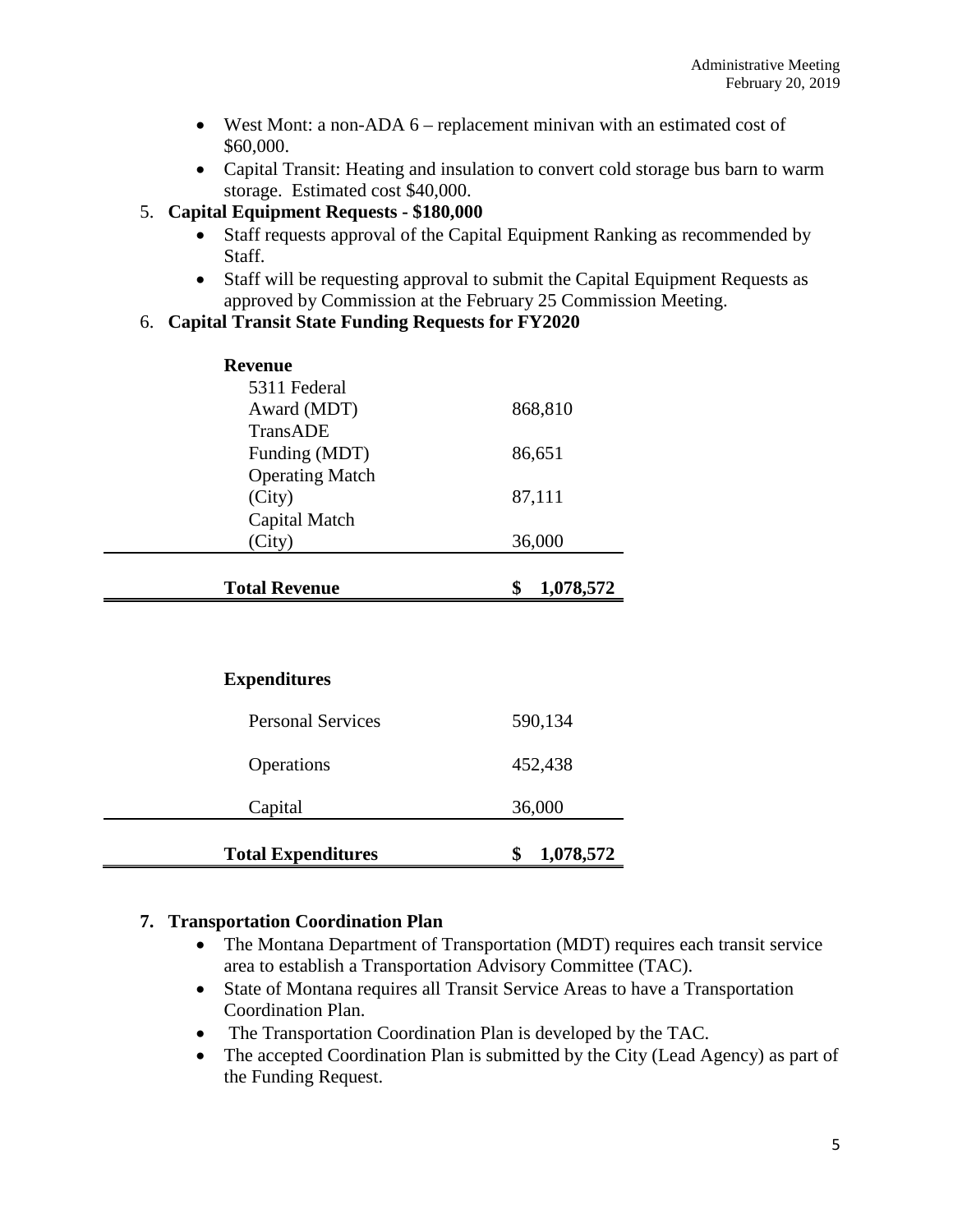- West Mont: a non-ADA 6 – replacement minivan with an estimated cost of $60,000.
- Capital Transit: Heating and insulation to convert cold storage bus barn to warm storage. Estimated cost $40,000.

5. **Capital Equipment Requests - $180,000**
   - Staff requests approval of the Capital Equipment Ranking as recommended by Staff.
   - Staff will be requesting approval to submit the Capital Equipment Requests as approved by Commission at the February 25 Commission Meeting.

6. **Capital Transit State Funding Requests for FY2020**

| **Revenue** | |
|---|---|
| 5311 Federal Award (MDT) | 868,810 |
| TransADE Funding (MDT) | 86,651 |
| Operating Match (City) | 87,111 |
| Capital Match (City) | 36,000 |
| **Total Revenue** | **$ 1,078,572** |

| **Expenditures** | |
|---|---|
| Personal Services | 590,134 |
| Operations | 452,438 |
| Capital | 36,000 |
| **Total Expenditures** | **$ 1,078,572** |

7. **Transportation Coordination Plan**
   - The Montana Department of Transportation (MDT) requires each transit service area to establish a Transportation Advisory Committee (TAC).
   - State of Montana requires all Transit Service Areas to have a Transportation Coordination Plan.
   - The Transportation Coordination Plan is developed by the TAC.
   - The accepted Coordination Plan is submitted by the City (Lead Agency) as part of the Funding Request.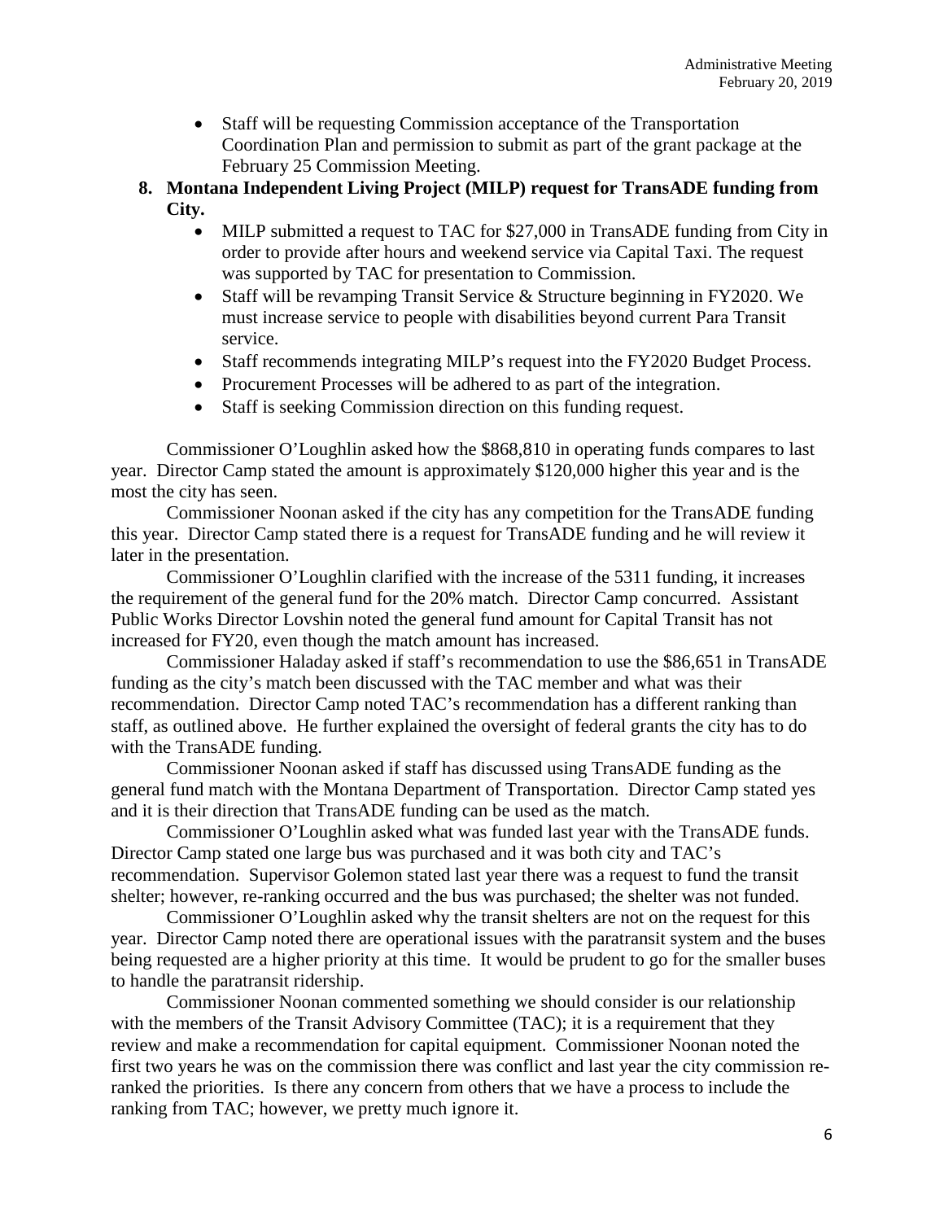- Staff will be requesting Commission acceptance of the Transportation Coordination Plan and permission to submit as part of the grant package at the February 25 Commission Meeting.

8. **Montana Independent Living Project (MILP) request for TransADE funding from City.**
   - MILP submitted a request to TAC for $27,000 in TransADE funding from City in order to provide after hours and weekend service via Capital Taxi. The request was supported by TAC for presentation to Commission.
   - Staff will be revamping Transit Service & Structure beginning in FY2020. We must increase service to people with disabilities beyond current Para Transit service.
   - Staff recommends integrating MILP's request into the FY2020 Budget Process.
   - Procurement Processes will be adhered to as part of the integration.
   - Staff is seeking Commission direction on this funding request.

Commissioner O'Loughlin asked how the $868,810 in operating funds compares to last year. Director Camp stated the amount is approximately $120,000 higher this year and is the most the city has seen.

Commissioner Noonan asked if the city has any competition for the TransADE funding this year. Director Camp stated there is a request for TransADE funding and he will review it later in the presentation.

Commissioner O'Loughlin clarified with the increase of the 5311 funding, it increases the requirement of the general fund for the 20% match. Director Camp concurred. Assistant Public Works Director Lovshin noted the general fund amount for Capital Transit has not increased for FY20, even though the match amount has increased.

Commissioner Haladay asked if staff's recommendation to use the $86,651 in TransADE funding as the city's match been discussed with the TAC member and what was their recommendation. Director Camp noted TAC's recommendation has a different ranking than staff, as outlined above. He further explained the oversight of federal grants the city has to do with the TransADE funding.

Commissioner Noonan asked if staff has discussed using TransADE funding as the general fund match with the Montana Department of Transportation. Director Camp stated yes and it is their direction that TransADE funding can be used as the match.

Commissioner O'Loughlin asked what was funded last year with the TransADE funds. Director Camp stated one large bus was purchased and it was both city and TAC's recommendation. Supervisor Golemon stated last year there was a request to fund the transit shelter; however, re-ranking occurred and the bus was purchased; the shelter was not funded.

Commissioner O'Loughlin asked why the transit shelters are not on the request for this year. Director Camp noted there are operational issues with the paratransit system and the buses being requested are a higher priority at this time. It would be prudent to go for the smaller buses to handle the paratransit ridership.

Commissioner Noonan commented something we should consider is our relationship with the members of the Transit Advisory Committee (TAC); it is a requirement that they review and make a recommendation for capital equipment. Commissioner Noonan noted the first two years he was on the commission there was conflict and last year the city commission re-ranked the priorities. Is there any concern from others that we have a process to include the ranking from TAC; however, we pretty much ignore it.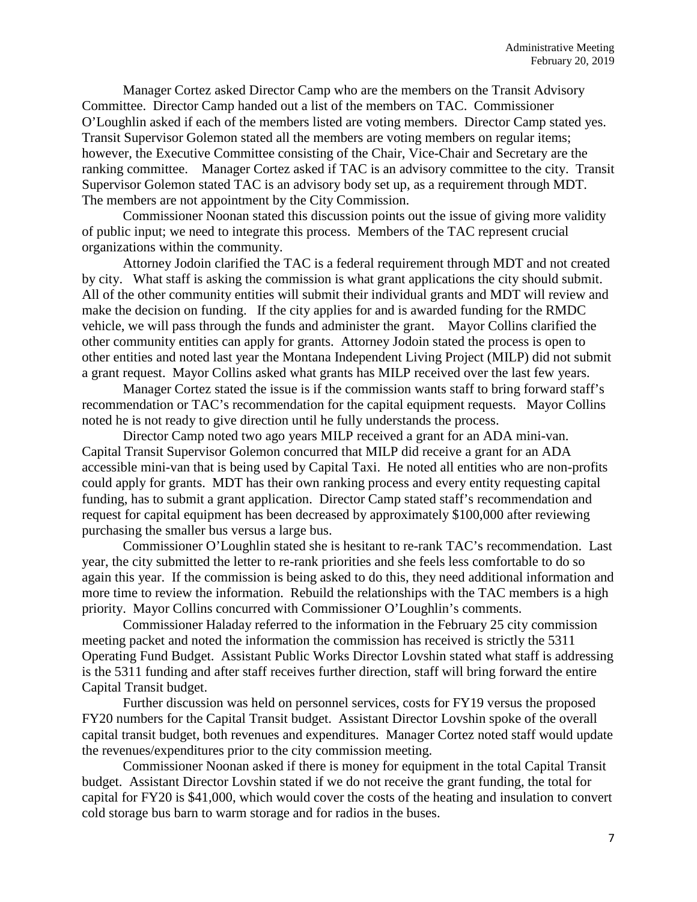Manager Cortez asked Director Camp who are the members on the Transit Advisory Committee. Director Camp handed out a list of the members on TAC. Commissioner O'Loughlin asked if each of the members listed are voting members. Director Camp stated yes. Transit Supervisor Golemon stated all the members are voting members on regular items; however, the Executive Committee consisting of the Chair, Vice-Chair and Secretary are the ranking committee. Manager Cortez asked if TAC is an advisory committee to the city. Transit Supervisor Golemon stated TAC is an advisory body set up, as a requirement through MDT. The members are not appointment by the City Commission.

Commissioner Noonan stated this discussion points out the issue of giving more validity of public input; we need to integrate this process. Members of the TAC represent crucial organizations within the community.

Attorney Jodoin clarified the TAC is a federal requirement through MDT and not created by city. What staff is asking the commission is what grant applications the city should submit. All of the other community entities will submit their individual grants and MDT will review and make the decision on funding. If the city applies for and is awarded funding for the RMDC vehicle, we will pass through the funds and administer the grant. Mayor Collins clarified the other community entities can apply for grants. Attorney Jodoin stated the process is open to other entities and noted last year the Montana Independent Living Project (MILP) did not submit a grant request. Mayor Collins asked what grants has MILP received over the last few years.

Manager Cortez stated the issue is if the commission wants staff to bring forward staff's recommendation or TAC's recommendation for the capital equipment requests. Mayor Collins noted he is not ready to give direction until he fully understands the process.

Director Camp noted two ago years MILP received a grant for an ADA mini-van. Capital Transit Supervisor Golemon concurred that MILP did receive a grant for an ADA accessible mini-van that is being used by Capital Taxi. He noted all entities who are non-profits could apply for grants. MDT has their own ranking process and every entity requesting capital funding, has to submit a grant application. Director Camp stated staff's recommendation and request for capital equipment has been decreased by approximately $100,000 after reviewing purchasing the smaller bus versus a large bus.

Commissioner O'Loughlin stated she is hesitant to re-rank TAC's recommendation. Last year, the city submitted the letter to re-rank priorities and she feels less comfortable to do so again this year. If the commission is being asked to do this, they need additional information and more time to review the information. Rebuild the relationships with the TAC members is a high priority. Mayor Collins concurred with Commissioner O'Loughlin's comments.

Commissioner Haladay referred to the information in the February 25 city commission meeting packet and noted the information the commission has received is strictly the 5311 Operating Fund Budget. Assistant Public Works Director Lovshin stated what staff is addressing is the 5311 funding and after staff receives further direction, staff will bring forward the entire Capital Transit budget.

Further discussion was held on personnel services, costs for FY19 versus the proposed FY20 numbers for the Capital Transit budget. Assistant Director Lovshin spoke of the overall capital transit budget, both revenues and expenditures. Manager Cortez noted staff would update the revenues/expenditures prior to the city commission meeting.

Commissioner Noonan asked if there is money for equipment in the total Capital Transit budget. Assistant Director Lovshin stated if we do not receive the grant funding, the total for capital for FY20 is $41,000, which would cover the costs of the heating and insulation to convert cold storage bus barn to warm storage and for radios in the buses.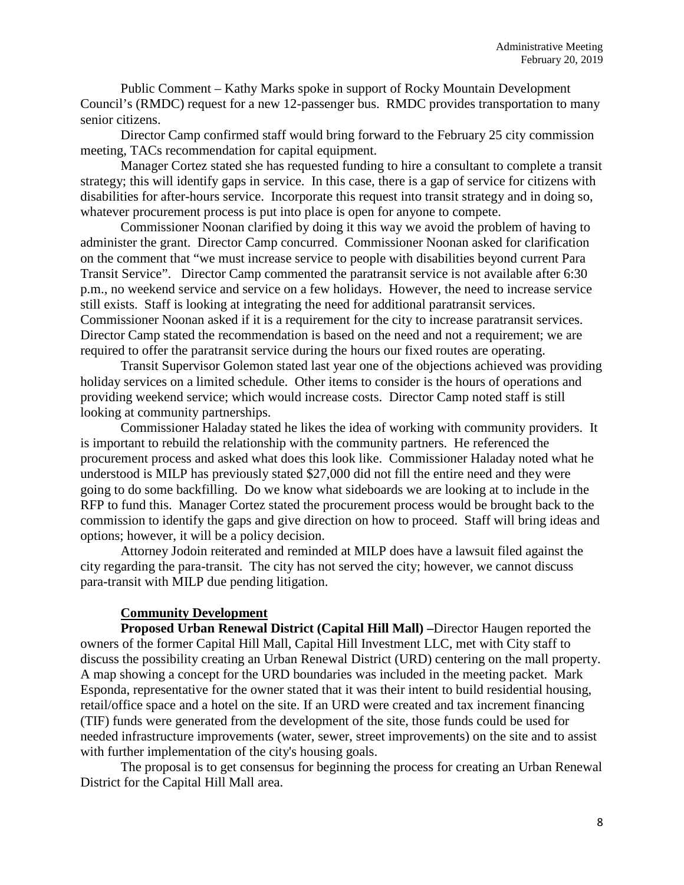Public Comment – Kathy Marks spoke in support of Rocky Mountain Development Council's (RMDC) request for a new 12-passenger bus. RMDC provides transportation to many senior citizens.

Director Camp confirmed staff would bring forward to the February 25 city commission meeting, TACs recommendation for capital equipment.

Manager Cortez stated she has requested funding to hire a consultant to complete a transit strategy; this will identify gaps in service. In this case, there is a gap of service for citizens with disabilities for after-hours service. Incorporate this request into transit strategy and in doing so, whatever procurement process is put into place is open for anyone to compete.

Commissioner Noonan clarified by doing it this way we avoid the problem of having to administer the grant. Director Camp concurred. Commissioner Noonan asked for clarification on the comment that "we must increase service to people with disabilities beyond current Para Transit Service". Director Camp commented the paratransit service is not available after 6:30 p.m., no weekend service and service on a few holidays. However, the need to increase service still exists. Staff is looking at integrating the need for additional paratransit services. Commissioner Noonan asked if it is a requirement for the city to increase paratransit services. Director Camp stated the recommendation is based on the need and not a requirement; we are required to offer the paratransit service during the hours our fixed routes are operating.

Transit Supervisor Golemon stated last year one of the objections achieved was providing holiday services on a limited schedule. Other items to consider is the hours of operations and providing weekend service; which would increase costs. Director Camp noted staff is still looking at community partnerships.

Commissioner Haladay stated he likes the idea of working with community providers. It is important to rebuild the relationship with the community partners. He referenced the procurement process and asked what does this look like. Commissioner Haladay noted what he understood is MILP has previously stated $27,000 did not fill the entire need and they were going to do some backfilling. Do we know what sideboards we are looking at to include in the RFP to fund this. Manager Cortez stated the procurement process would be brought back to the commission to identify the gaps and give direction on how to proceed. Staff will bring ideas and options; however, it will be a policy decision.

Attorney Jodoin reiterated and reminded at MILP does have a lawsuit filed against the city regarding the para-transit. The city has not served the city; however, we cannot discuss para-transit with MILP due pending litigation.

**Community Development**

**Proposed Urban Renewal District (Capital Hill Mall) –**Director Haugen reported the owners of the former Capital Hill Mall, Capital Hill Investment LLC, met with City staff to discuss the possibility creating an Urban Renewal District (URD) centering on the mall property. A map showing a concept for the URD boundaries was included in the meeting packet. Mark Esponda, representative for the owner stated that it was their intent to build residential housing, retail/office space and a hotel on the site. If an URD were created and tax increment financing (TIF) funds were generated from the development of the site, those funds could be used for needed infrastructure improvements (water, sewer, street improvements) on the site and to assist with further implementation of the city's housing goals.

The proposal is to get consensus for beginning the process for creating an Urban Renewal District for the Capital Hill Mall area.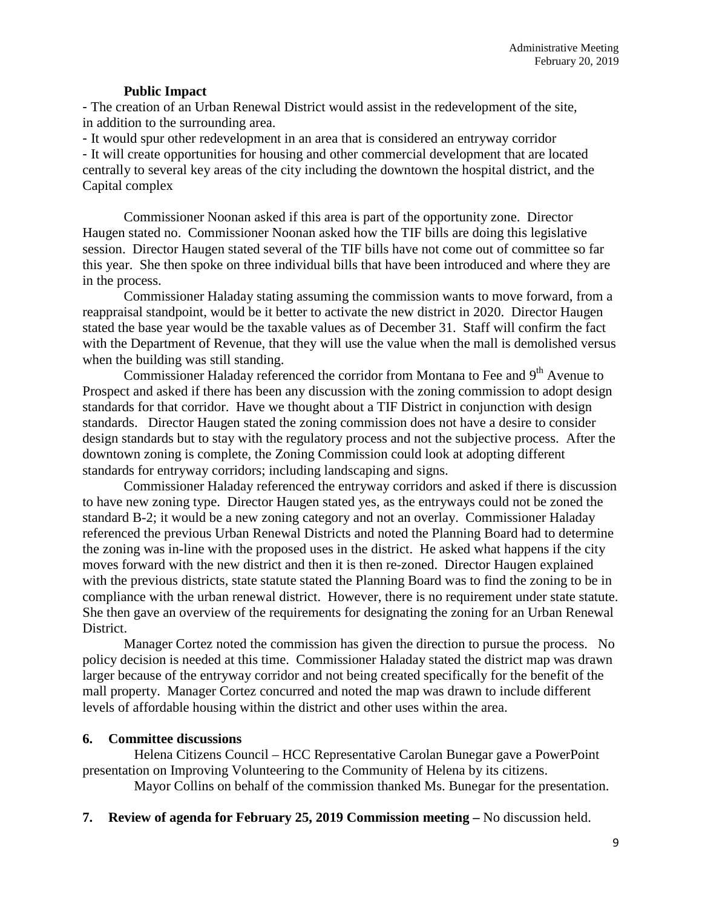**Public Impact**

- The creation of an Urban Renewal District would assist in the redevelopment of the site, in addition to the surrounding area.
- It would spur other redevelopment in an area that is considered an entryway corridor
- It will create opportunities for housing and other commercial development that are located centrally to several key areas of the city including the downtown the hospital district, and the Capital complex

Commissioner Noonan asked if this area is part of the opportunity zone. Director Haugen stated no. Commissioner Noonan asked how the TIF bills are doing this legislative session. Director Haugen stated several of the TIF bills have not come out of committee so far this year. She then spoke on three individual bills that have been introduced and where they are in the process.

Commissioner Haladay stating assuming the commission wants to move forward, from a reappraisal standpoint, would be it better to activate the new district in 2020. Director Haugen stated the base year would be the taxable values as of December 31. Staff will confirm the fact with the Department of Revenue, that they will use the value when the mall is demolished versus when the building was still standing.

Commissioner Haladay referenced the corridor from Montana to Fee and 9th Avenue to Prospect and asked if there has been any discussion with the zoning commission to adopt design standards for that corridor. Have we thought about a TIF District in conjunction with design standards. Director Haugen stated the zoning commission does not have a desire to consider design standards but to stay with the regulatory process and not the subjective process. After the downtown zoning is complete, the Zoning Commission could look at adopting different standards for entryway corridors; including landscaping and signs.

Commissioner Haladay referenced the entryway corridors and asked if there is discussion to have new zoning type. Director Haugen stated yes, as the entryways could not be zoned the standard B-2; it would be a new zoning category and not an overlay. Commissioner Haladay referenced the previous Urban Renewal Districts and noted the Planning Board had to determine the zoning was in-line with the proposed uses in the district. He asked what happens if the city moves forward with the new district and then it is then re-zoned. Director Haugen explained with the previous districts, state statute stated the Planning Board was to find the zoning to be in compliance with the urban renewal district. However, there is no requirement under state statute. She then gave an overview of the requirements for designating the zoning for an Urban Renewal District.

Manager Cortez noted the commission has given the direction to pursue the process. No policy decision is needed at this time. Commissioner Haladay stated the district map was drawn larger because of the entryway corridor and not being created specifically for the benefit of the mall property. Manager Cortez concurred and noted the map was drawn to include different levels of affordable housing within the district and other uses within the area.

**6. Committee discussions**

Helena Citizens Council – HCC Representative Carolan Bunegar gave a PowerPoint presentation on Improving Volunteering to the Community of Helena by its citizens.

Mayor Collins on behalf of the commission thanked Ms. Bunegar for the presentation.

**7. Review of agenda for February 25, 2019 Commission meeting –** No discussion held.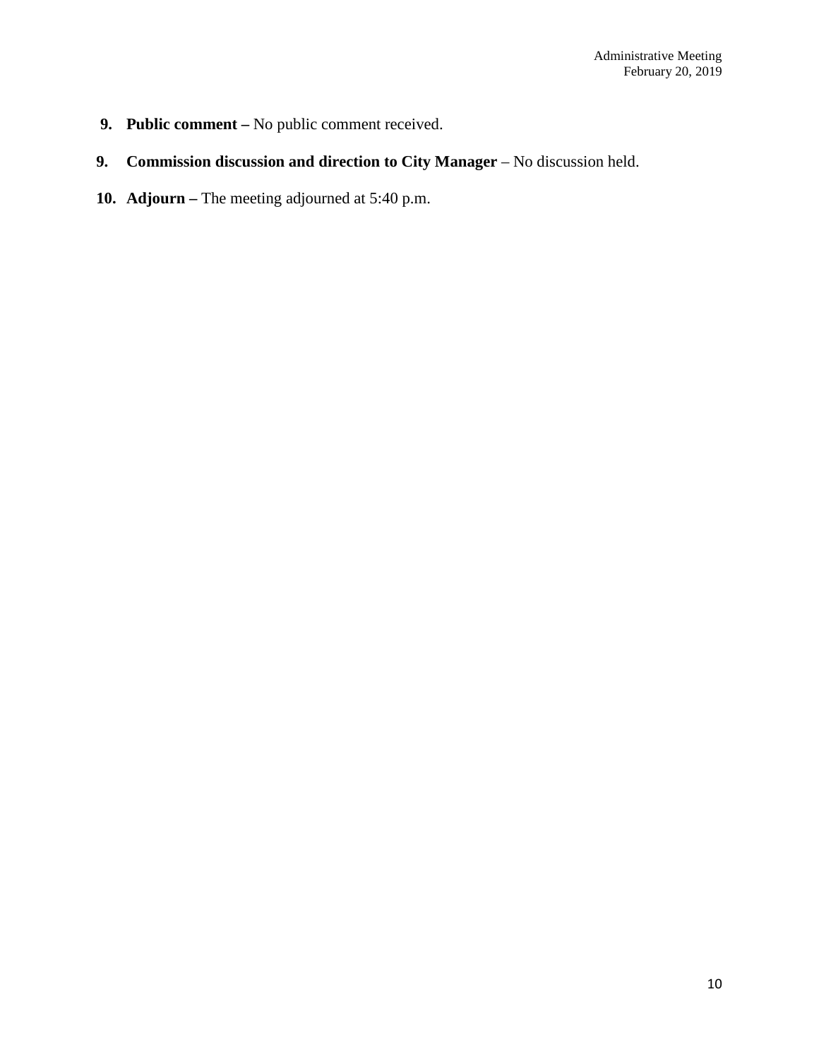9. **Public comment –** No public comment received.

9. **Commission discussion and direction to City Manager** – No discussion held.

10. **Adjourn –** The meeting adjourned at 5:40 p.m.